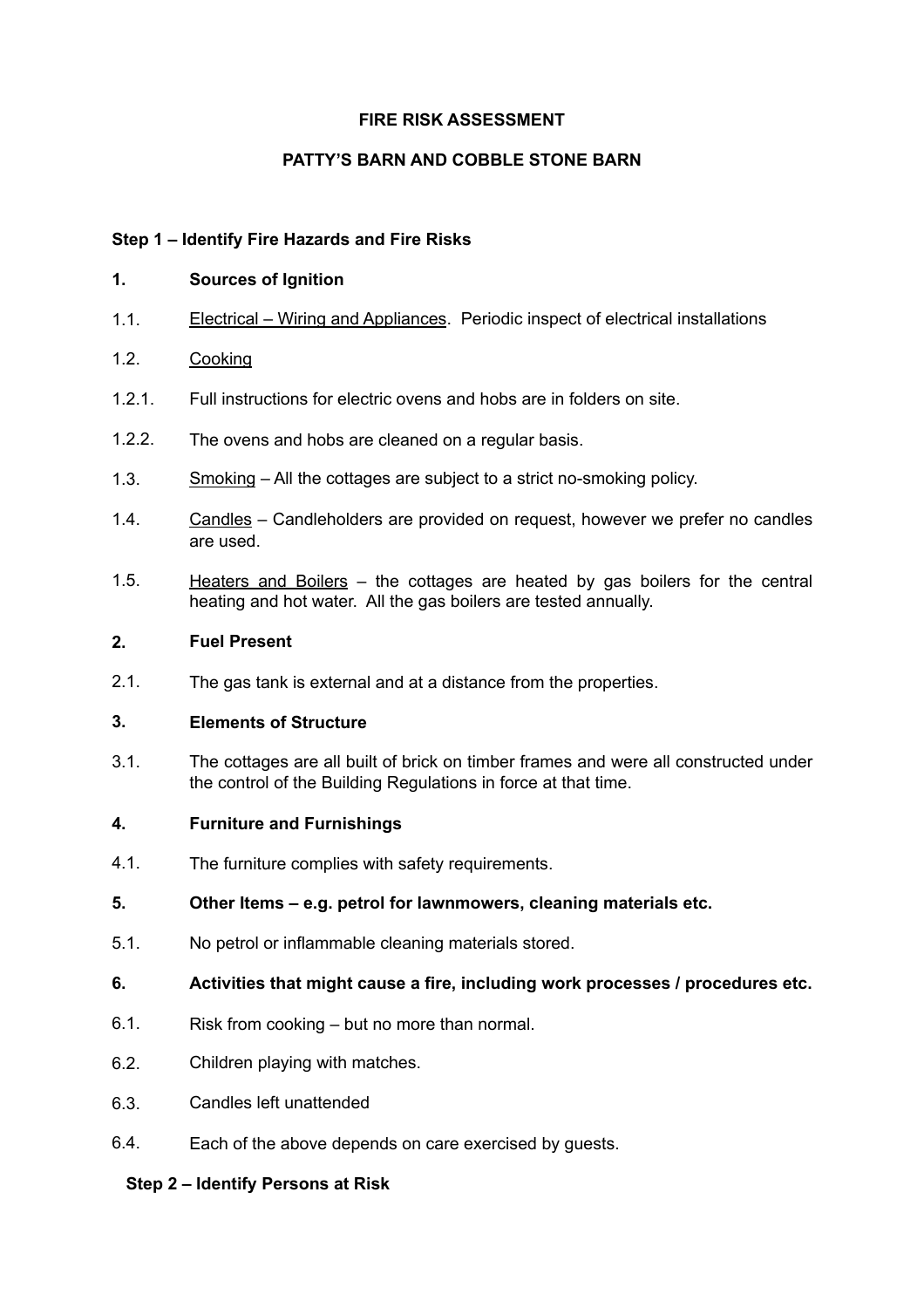**FIRE RISK ASSESSMENT**

**PATTY'S BARN AND COBBLE STONE BARN**

**Step 1 – Identify Fire Hazards and Fire Risks**

**1. Sources of Ignition**

1.1. <u>Electrical – Wiring and Appliances</u>. Periodic inspect of electrical installations

1.2. <u>Cooking</u>

1.2.1. Full instructions for electric ovens and hobs are in folders on site.

1.2.2. The ovens and hobs are cleaned on a regular basis.

1.3. <u>Smoking</u> – All the cottages are subject to a strict no-smoking policy.

1.4. <u>Candles</u> – Candleholders are provided on request, however we prefer no candles are used.

1.5. <u>Heaters and Boilers</u> – the cottages are heated by gas boilers for the central heating and hot water. All the gas boilers are tested annually.

**2. Fuel Present**

2.1. The gas tank is external and at a distance from the properties.

**3. Elements of Structure**

3.1. The cottages are all built of brick on timber frames and were all constructed under the control of the Building Regulations in force at that time.

**4. Furniture and Furnishings**

4.1. The furniture complies with safety requirements.

**5. Other Items – e.g. petrol for lawnmowers, cleaning materials etc.**

5.1. No petrol or inflammable cleaning materials stored.

**6. Activities that might cause a fire, including work processes / procedures etc.**

6.1. Risk from cooking – but no more than normal.

6.2. Children playing with matches.

6.3. Candles left unattended

6.4. Each of the above depends on care exercised by guests.

**Step 2 – Identify Persons at Risk**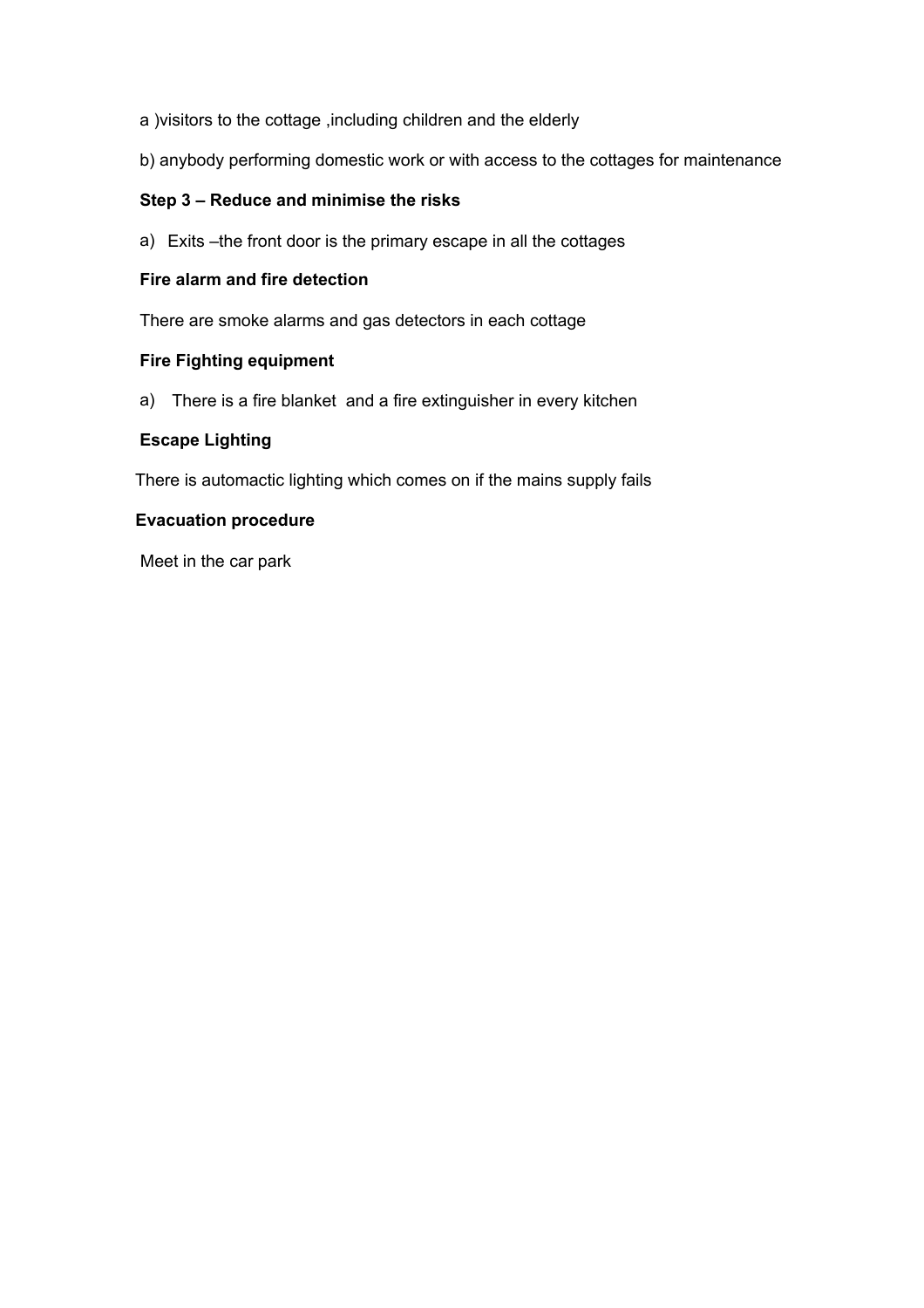a )visitors to the cottage ,including children and the elderly

b) anybody performing domestic work or with access to the cottages for maintenance

**Step 3 – Reduce and minimise the risks**

a) Exits –the front door is the primary escape in all the cottages

**Fire alarm and fire detection**

There are smoke alarms and gas detectors in each cottage

**Fire Fighting equipment**

a) There is a fire blanket and a fire extinguisher in every kitchen

**Escape Lighting**

There is automactic lighting which comes on if the mains supply fails

**Evacuation procedure**

Meet in the car park